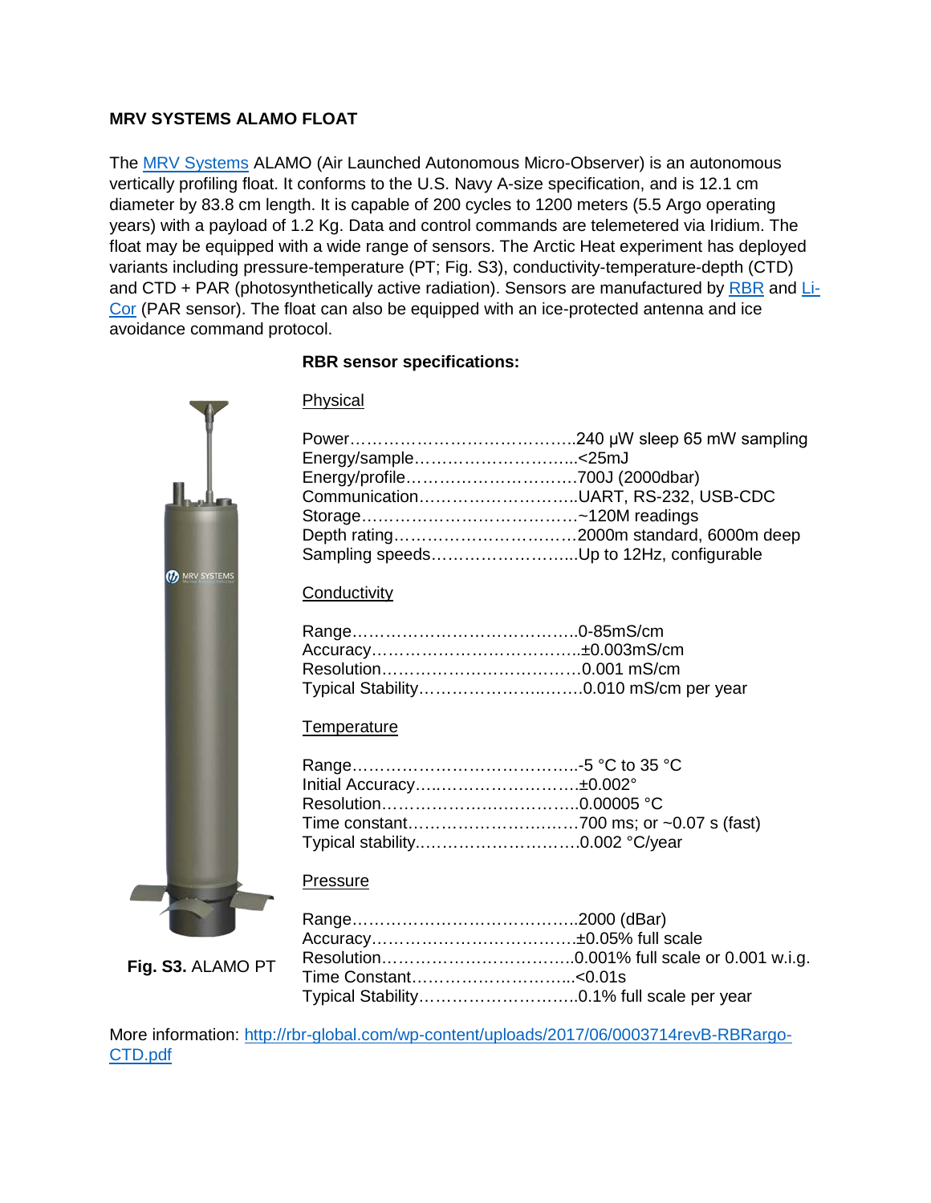**MRV SYSTEMS ALAMO FLOAT**

The [MRV Systems](#) ALAMO (Air Launched Autonomous Micro-Observer) is an autonomous vertically profiling float. It conforms to the U.S. Navy A-size specification, and is 12.1 cm diameter by 83.8 cm length. It is capable of 200 cycles to 1200 meters (5.5 Argo operating years) with a payload of 1.2 Kg. Data and control commands are telemetered via Iridium. The float may be equipped with a wide range of sensors. The Arctic Heat experiment has deployed variants including pressure-temperature (PT; Fig. S3), conductivity-temperature-depth (CTD) and CTD + PAR (photosynthetically active radiation). Sensors are manufactured by [RBR](#) and [Li-Cor](#) (PAR sensor). The float can also be equipped with an ice-protected antenna and ice avoidance command protocol.

**RBR sensor specifications:**

Physical

Power……………………………………240 μW sleep 65 mW sampling
Energy/sample………………………..<25mJ
Energy/profile…………………………700J (2000dbar)
Communication……………………….UART, RS-232, USB-CDC
Storage…………………………………~120M readings
Depth rating……………………………2000m standard, 6000m deep
Sampling speeds……………………...Up to 12Hz, configurable

Conductivity

Range……………………………………0-85mS/cm
Accuracy………………………………..±0.003mS/cm
Resolution………………………………0.001 mS/cm
Typical Stability…………………………0.010 mS/cm per year

Temperature

Range……………………………………-5 °C to 35 °C
Initial Accuracy…………………………±0.002°
Resolution………………………………0.00005 °C
Time constant…………………………700 ms; or ~0.07 s (fast)
Typical stability…………………………0.002 °C/year

Pressure

Range……………………………………2000 (dBar)
Accuracy………………………………±0.05% full scale
Resolution……………………………..0.001% full scale or 0.001 w.i.g.
Time Constant………………………...<0.01s
Typical Stability………………………..0.1% full scale per year

**Fig. S3.** ALAMO PT

More information: [http://rbr-global.com/wp-content/uploads/2017/06/0003714revB-RBRargo-CTD.pdf](http://rbr-global.com/wp-content/uploads/2017/06/0003714revB-RBRargo-CTD.pdf)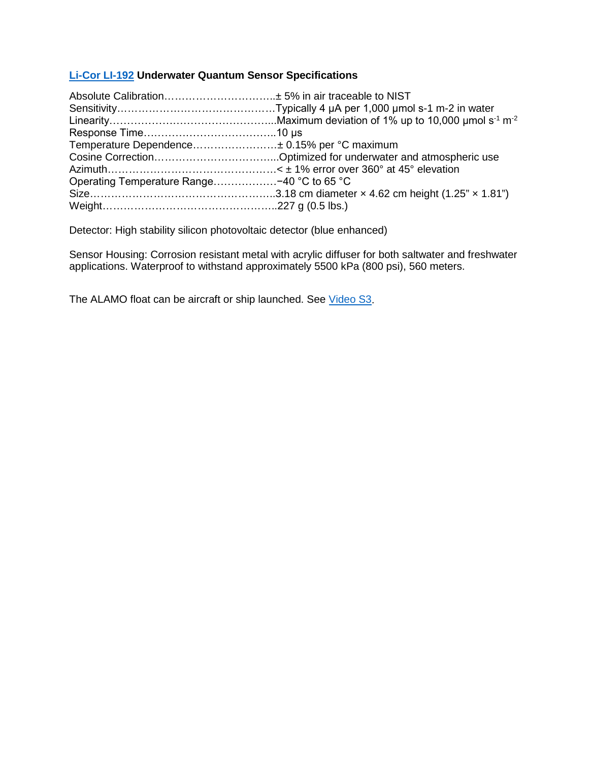**Li-Cor LI-192 Underwater Quantum Sensor Specifications**

Absolute Calibration…………………………..± 5% in air traceable to NIST
Sensitivity………………………………………Typically 4 μA per 1,000 μmol s-1 m-2 in water
Linearity…………………………………………..Maximum deviation of 1% up to 10,000 μmol $s^{-1}$ $m^{-2}$
Response Time………………………………..10 μs
Temperature Dependence……………………± 0.15% per °C maximum
Cosine Correction……………………………...Optimized for underwater and atmospheric use
Azimuth…………………………………………< ± 1% error over 360° at 45° elevation
Operating Temperature Range………………−40 °C to 65 °C
Size……………………………………………..3.18 cm diameter × 4.62 cm height (1.25" × 1.81")
Weight…………………………………………..227 g (0.5 lbs.)

Detector: High stability silicon photovoltaic detector (blue enhanced)

Sensor Housing: Corrosion resistant metal with acrylic diffuser for both saltwater and freshwater applications. Waterproof to withstand approximately 5500 kPa (800 psi), 560 meters.

The ALAMO float can be aircraft or ship launched. See Video S3.